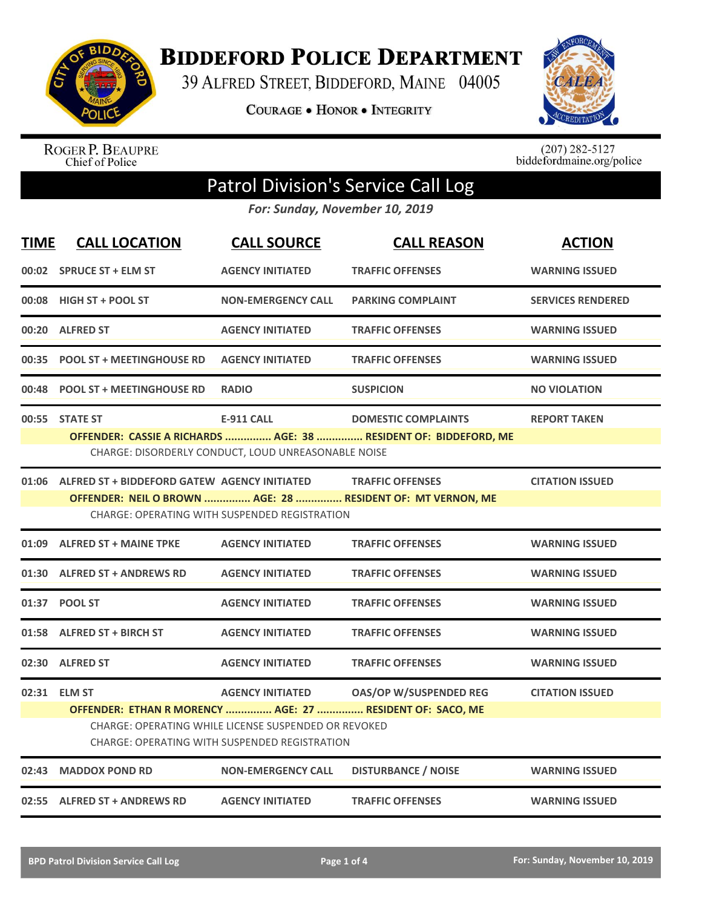# Biddeford Police Department

39 Alfred Street, Biddeford, Maine 04005

Courage • Honor • Integrity

Roger P. Beaupre
Chief of Police

(207) 282-5127
biddefordmaine.org/police

## Patrol Division's Service Call Log

*For: Sunday, November 10, 2019*

| TIME | CALL LOCATION | CALL SOURCE | CALL REASON | ACTION |
|---|---|---|---|---|
| 00:02 | SPRUCE ST + ELM ST | AGENCY INITIATED | TRAFFIC OFFENSES | WARNING ISSUED |
| 00:08 | HIGH ST + POOL ST | NON-EMERGENCY CALL | PARKING COMPLAINT | SERVICES RENDERED |
| 00:20 | ALFRED ST | AGENCY INITIATED | TRAFFIC OFFENSES | WARNING ISSUED |
| 00:35 | POOL ST + MEETINGHOUSE RD | AGENCY INITIATED | TRAFFIC OFFENSES | WARNING ISSUED |
| 00:48 | POOL ST + MEETINGHOUSE RD | RADIO | SUSPICION | NO VIOLATION |
| 00:55 | STATE ST | E-911 CALL | DOMESTIC COMPLAINTS | REPORT TAKEN |
| | OFFENDER: CASSIE A RICHARDS ............... AGE: 38 ............... RESIDENT OF: BIDDEFORD, ME<br>CHARGE: DISORDERLY CONDUCT, LOUD UNREASONABLE NOISE | | | |
| 01:06 | ALFRED ST + BIDDEFORD GATEW | AGENCY INITIATED | TRAFFIC OFFENSES | CITATION ISSUED |
| | OFFENDER: NEIL O BROWN ............... AGE: 28 ............... RESIDENT OF: MT VERNON, ME<br>CHARGE: OPERATING WITH SUSPENDED REGISTRATION | | | |
| 01:09 | ALFRED ST + MAINE TPKE | AGENCY INITIATED | TRAFFIC OFFENSES | WARNING ISSUED |
| 01:30 | ALFRED ST + ANDREWS RD | AGENCY INITIATED | TRAFFIC OFFENSES | WARNING ISSUED |
| 01:37 | POOL ST | AGENCY INITIATED | TRAFFIC OFFENSES | WARNING ISSUED |
| 01:58 | ALFRED ST + BIRCH ST | AGENCY INITIATED | TRAFFIC OFFENSES | WARNING ISSUED |
| 02:30 | ALFRED ST | AGENCY INITIATED | TRAFFIC OFFENSES | WARNING ISSUED |
| 02:31 | ELM ST | AGENCY INITIATED | OAS/OP W/SUSPENDED REG | CITATION ISSUED |
| | OFFENDER: ETHAN R MORENCY ............... AGE: 27 ............... RESIDENT OF: SACO, ME<br>CHARGE: OPERATING WHILE LICENSE SUSPENDED OR REVOKED<br>CHARGE: OPERATING WITH SUSPENDED REGISTRATION | | | |
| 02:43 | MADDOX POND RD | NON-EMERGENCY CALL | DISTURBANCE / NOISE | WARNING ISSUED |
| 02:55 | ALFRED ST + ANDREWS RD | AGENCY INITIATED | TRAFFIC OFFENSES | WARNING ISSUED |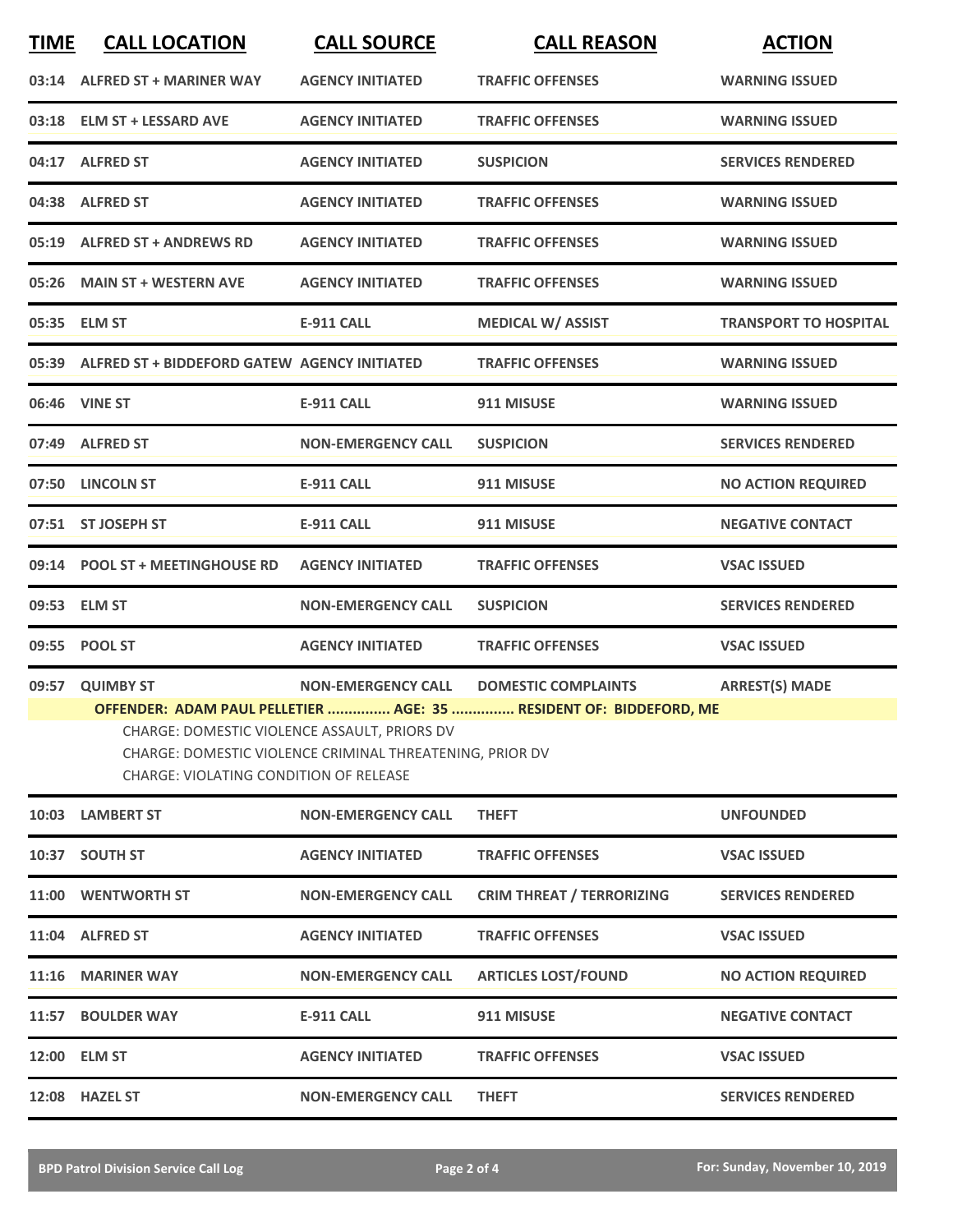| TIME | CALL LOCATION | CALL SOURCE | CALL REASON | ACTION |
|---|---|---|---|---|
| 03:14 | ALFRED ST + MARINER WAY | AGENCY INITIATED | TRAFFIC OFFENSES | WARNING ISSUED |
| 03:18 | ELM ST + LESSARD AVE | AGENCY INITIATED | TRAFFIC OFFENSES | WARNING ISSUED |
| 04:17 | ALFRED ST | AGENCY INITIATED | SUSPICION | SERVICES RENDERED |
| 04:38 | ALFRED ST | AGENCY INITIATED | TRAFFIC OFFENSES | WARNING ISSUED |
| 05:19 | ALFRED ST + ANDREWS RD | AGENCY INITIATED | TRAFFIC OFFENSES | WARNING ISSUED |
| 05:26 | MAIN ST + WESTERN AVE | AGENCY INITIATED | TRAFFIC OFFENSES | WARNING ISSUED |
| 05:35 | ELM ST | E-911 CALL | MEDICAL W/ ASSIST | TRANSPORT TO HOSPITAL |
| 05:39 | ALFRED ST + BIDDEFORD GATEW | AGENCY INITIATED | TRAFFIC OFFENSES | WARNING ISSUED |
| 06:46 | VINE ST | E-911 CALL | 911 MISUSE | WARNING ISSUED |
| 07:49 | ALFRED ST | NON-EMERGENCY CALL | SUSPICION | SERVICES RENDERED |
| 07:50 | LINCOLN ST | E-911 CALL | 911 MISUSE | NO ACTION REQUIRED |
| 07:51 | ST JOSEPH ST | E-911 CALL | 911 MISUSE | NEGATIVE CONTACT |
| 09:14 | POOL ST + MEETINGHOUSE RD | AGENCY INITIATED | TRAFFIC OFFENSES | VSAC ISSUED |
| 09:53 | ELM ST | NON-EMERGENCY CALL | SUSPICION | SERVICES RENDERED |
| 09:55 | POOL ST | AGENCY INITIATED | TRAFFIC OFFENSES | VSAC ISSUED |
| 09:57 | QUIMBY ST | NON-EMERGENCY CALL | DOMESTIC COMPLAINTS | ARREST(S) MADE |

**OFFENDER: ADAM PAUL PELLETIER ............... AGE: 35 ............... RESIDENT OF: BIDDEFORD, ME**

CHARGE: DOMESTIC VIOLENCE ASSAULT, PRIORS DV
CHARGE: DOMESTIC VIOLENCE CRIMINAL THREATENING, PRIOR DV
CHARGE: VIOLATING CONDITION OF RELEASE

| TIME | CALL LOCATION | CALL SOURCE | CALL REASON | ACTION |
|---|---|---|---|---|
| 10:03 | LAMBERT ST | NON-EMERGENCY CALL | THEFT | UNFOUNDED |
| 10:37 | SOUTH ST | AGENCY INITIATED | TRAFFIC OFFENSES | VSAC ISSUED |
| 11:00 | WENTWORTH ST | NON-EMERGENCY CALL | CRIM THREAT / TERRORIZING | SERVICES RENDERED |
| 11:04 | ALFRED ST | AGENCY INITIATED | TRAFFIC OFFENSES | VSAC ISSUED |
| 11:16 | MARINER WAY | NON-EMERGENCY CALL | ARTICLES LOST/FOUND | NO ACTION REQUIRED |
| 11:57 | BOULDER WAY | E-911 CALL | 911 MISUSE | NEGATIVE CONTACT |
| 12:00 | ELM ST | AGENCY INITIATED | TRAFFIC OFFENSES | VSAC ISSUED |
| 12:08 | HAZEL ST | NON-EMERGENCY CALL | THEFT | SERVICES RENDERED |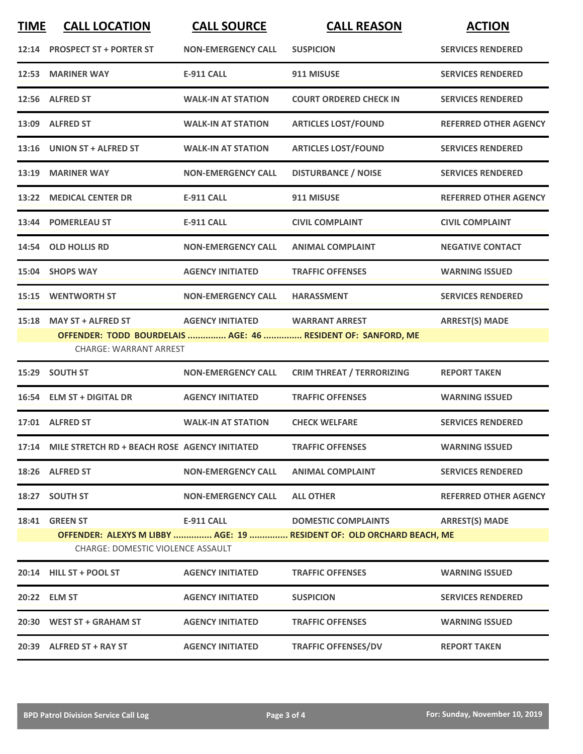| TIME | CALL LOCATION | CALL SOURCE | CALL REASON | ACTION |
|---|---|---|---|---|
| 12:14 | PROSPECT ST + PORTER ST | NON-EMERGENCY CALL | SUSPICION | SERVICES RENDERED |
| 12:53 | MARINER WAY | E-911 CALL | 911 MISUSE | SERVICES RENDERED |
| 12:56 | ALFRED ST | WALK-IN AT STATION | COURT ORDERED CHECK IN | SERVICES RENDERED |
| 13:09 | ALFRED ST | WALK-IN AT STATION | ARTICLES LOST/FOUND | REFERRED OTHER AGENCY |
| 13:16 | UNION ST + ALFRED ST | WALK-IN AT STATION | ARTICLES LOST/FOUND | SERVICES RENDERED |
| 13:19 | MARINER WAY | NON-EMERGENCY CALL | DISTURBANCE / NOISE | SERVICES RENDERED |
| 13:22 | MEDICAL CENTER DR | E-911 CALL | 911 MISUSE | REFERRED OTHER AGENCY |
| 13:44 | POMERLEAU ST | E-911 CALL | CIVIL COMPLAINT | CIVIL COMPLAINT |
| 14:54 | OLD HOLLIS RD | NON-EMERGENCY CALL | ANIMAL COMPLAINT | NEGATIVE CONTACT |
| 15:04 | SHOPS WAY | AGENCY INITIATED | TRAFFIC OFFENSES | WARNING ISSUED |
| 15:15 | WENTWORTH ST | NON-EMERGENCY CALL | HARASSMENT | SERVICES RENDERED |
| 15:18 | MAY ST + ALFRED ST | AGENCY INITIATED | WARRANT ARREST | ARREST(S) MADE |
| | OFFENDER: TODD BOURDELAIS ............... AGE: 46 ............... RESIDENT OF: SANFORD, ME | | | |
| | CHARGE: WARRANT ARREST | | | |
| 15:29 | SOUTH ST | NON-EMERGENCY CALL | CRIM THREAT / TERRORIZING | REPORT TAKEN |
| 16:54 | ELM ST + DIGITAL DR | AGENCY INITIATED | TRAFFIC OFFENSES | WARNING ISSUED |
| 17:01 | ALFRED ST | WALK-IN AT STATION | CHECK WELFARE | SERVICES RENDERED |
| 17:14 | MILE STRETCH RD + BEACH ROSE | AGENCY INITIATED | TRAFFIC OFFENSES | WARNING ISSUED |
| 18:26 | ALFRED ST | NON-EMERGENCY CALL | ANIMAL COMPLAINT | SERVICES RENDERED |
| 18:27 | SOUTH ST | NON-EMERGENCY CALL | ALL OTHER | REFERRED OTHER AGENCY |
| 18:41 | GREEN ST | E-911 CALL | DOMESTIC COMPLAINTS | ARREST(S) MADE |
| | OFFENDER: ALEXYS M LIBBY ............... AGE: 19 ............... RESIDENT OF: OLD ORCHARD BEACH, ME | | | |
| | CHARGE: DOMESTIC VIOLENCE ASSAULT | | | |
| 20:14 | HILL ST + POOL ST | AGENCY INITIATED | TRAFFIC OFFENSES | WARNING ISSUED |
| 20:22 | ELM ST | AGENCY INITIATED | SUSPICION | SERVICES RENDERED |
| 20:30 | WEST ST + GRAHAM ST | AGENCY INITIATED | TRAFFIC OFFENSES | WARNING ISSUED |
| 20:39 | ALFRED ST + RAY ST | AGENCY INITIATED | TRAFFIC OFFENSES/DV | REPORT TAKEN |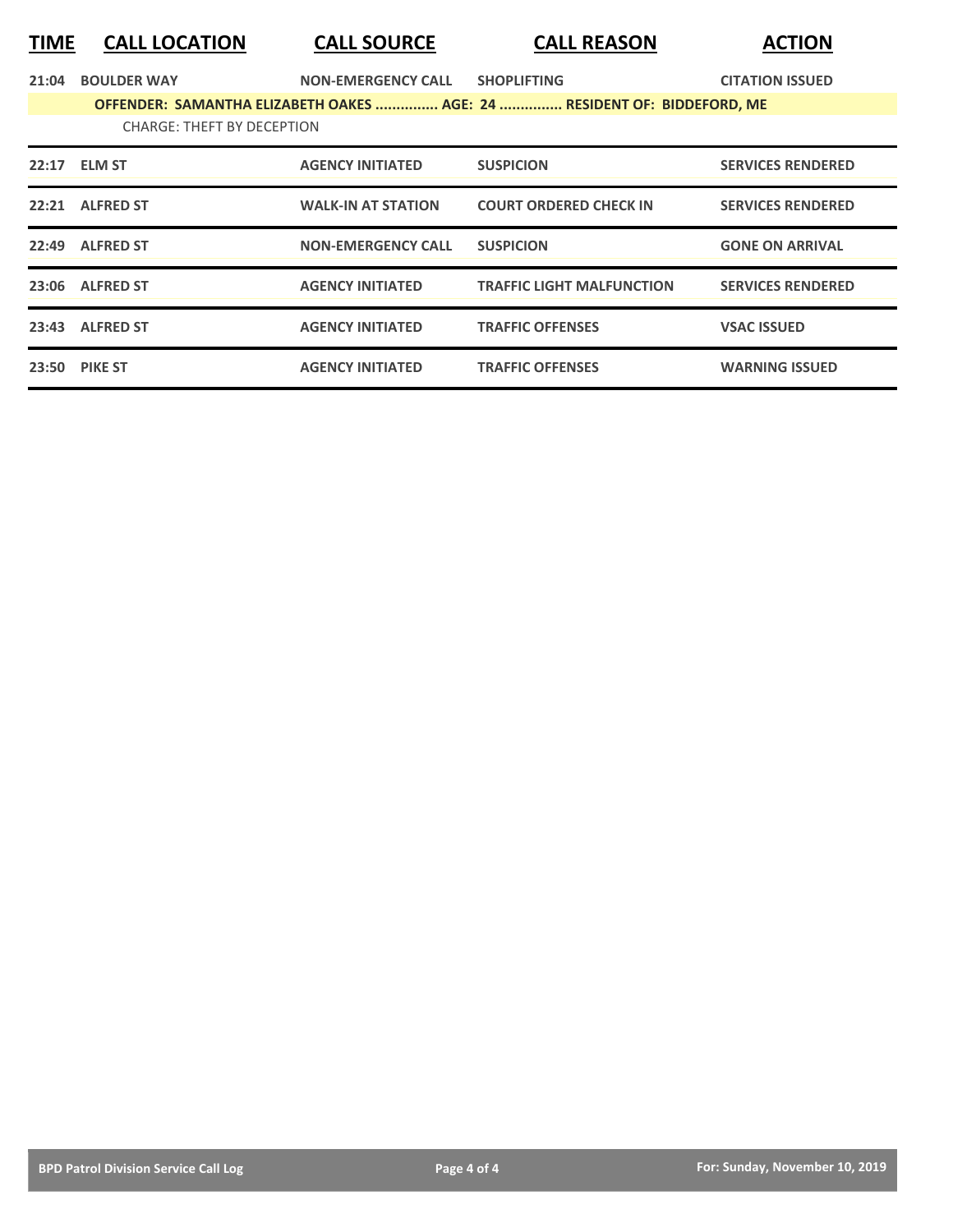| TIME | CALL LOCATION | CALL SOURCE | CALL REASON | ACTION |
|---|---|---|---|---|
| 21:04 | BOULDER WAY | NON-EMERGENCY CALL | SHOPLIFTING | CITATION ISSUED |
| | OFFENDER: SAMANTHA ELIZABETH OAKES ............... AGE: 24 ............... RESIDENT OF: BIDDEFORD, ME | | | |
| | CHARGE: THEFT BY DECEPTION | | | |
| 22:17 | ELM ST | AGENCY INITIATED | SUSPICION | SERVICES RENDERED |
| 22:21 | ALFRED ST | WALK-IN AT STATION | COURT ORDERED CHECK IN | SERVICES RENDERED |
| 22:49 | ALFRED ST | NON-EMERGENCY CALL | SUSPICION | GONE ON ARRIVAL |
| 23:06 | ALFRED ST | AGENCY INITIATED | TRAFFIC LIGHT MALFUNCTION | SERVICES RENDERED |
| 23:43 | ALFRED ST | AGENCY INITIATED | TRAFFIC OFFENSES | VSAC ISSUED |
| 23:50 | PIKE ST | AGENCY INITIATED | TRAFFIC OFFENSES | WARNING ISSUED |